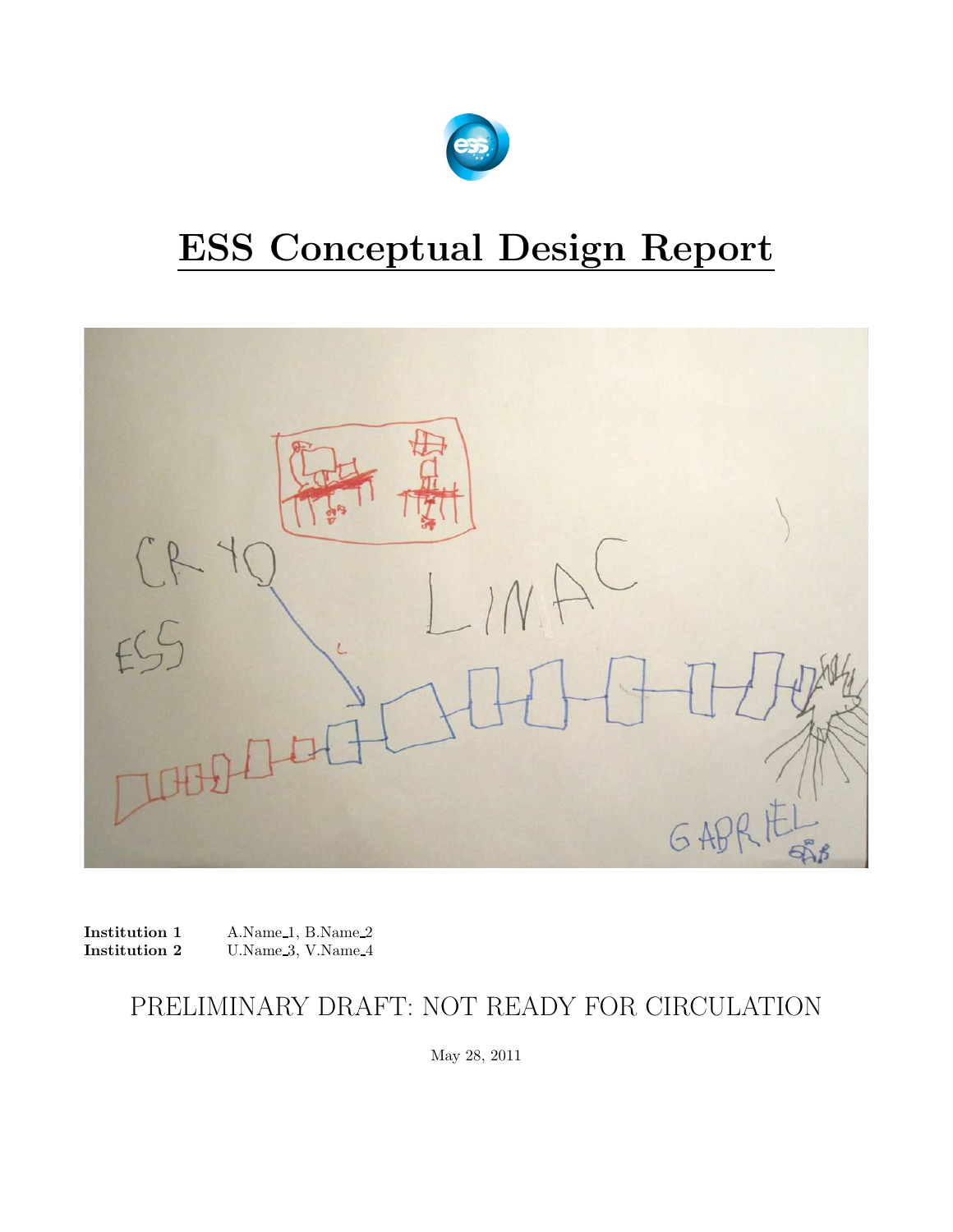# ESS Conceptual Design Report

**Institution 1** A.Name_1, B.Name_2
**Institution 2** U.Name_3, V.Name_4

PRELIMINARY DRAFT: NOT READY FOR CIRCULATION

May 28, 2011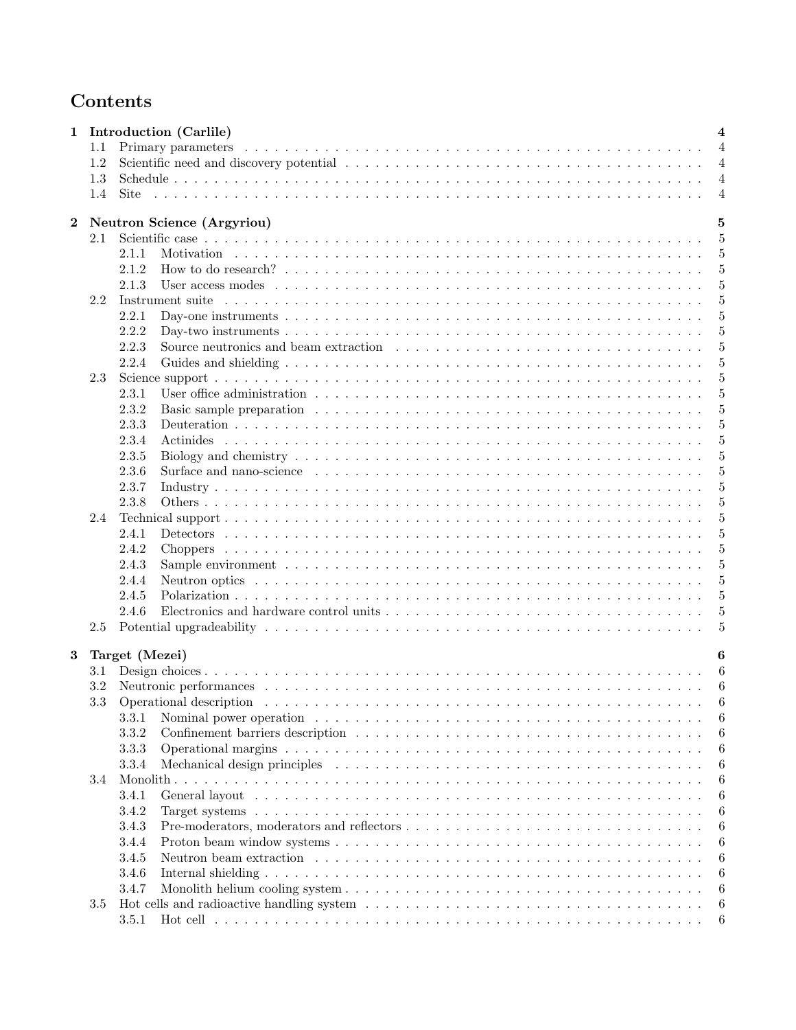# Contents

**1 Introduction (Carlile) — 4**

- 1.1 Primary parameters — 4
- 1.2 Scientific need and discovery potential — 4
- 1.3 Schedule — 4
- 1.4 Site — 4

**2 Neutron Science (Argyriou) — 5**

- 2.1 Scientific case — 5
  - 2.1.1 Motivation — 5
  - 2.1.2 How to do research? — 5
  - 2.1.3 User access modes — 5
- 2.2 Instrument suite — 5
  - 2.2.1 Day-one instruments — 5
  - 2.2.2 Day-two instruments — 5
  - 2.2.3 Source neutronics and beam extraction — 5
  - 2.2.4 Guides and shielding — 5
- 2.3 Science support — 5
  - 2.3.1 User office administration — 5
  - 2.3.2 Basic sample preparation — 5
  - 2.3.3 Deuteration — 5
  - 2.3.4 Actinides — 5
  - 2.3.5 Biology and chemistry — 5
  - 2.3.6 Surface and nano-science — 5
  - 2.3.7 Industry — 5
  - 2.3.8 Others — 5
- 2.4 Technical support — 5
  - 2.4.1 Detectors — 5
  - 2.4.2 Choppers — 5
  - 2.4.3 Sample environment — 5
  - 2.4.4 Neutron optics — 5
  - 2.4.5 Polarization — 5
  - 2.4.6 Electronics and hardware control units — 5
- 2.5 Potential upgradeability — 5

**3 Target (Mezei) — 6**

- 3.1 Design choices — 6
- 3.2 Neutronic performances — 6
- 3.3 Operational description — 6
  - 3.3.1 Nominal power operation — 6
  - 3.3.2 Confinement barriers description — 6
  - 3.3.3 Operational margins — 6
  - 3.3.4 Mechanical design principles — 6
- 3.4 Monolith — 6
  - 3.4.1 General layout — 6
  - 3.4.2 Target systems — 6
  - 3.4.3 Pre-moderators, moderators and reflectors — 6
  - 3.4.4 Proton beam window systems — 6
  - 3.4.5 Neutron beam extraction — 6
  - 3.4.6 Internal shielding — 6
  - 3.4.7 Monolith helium cooling system — 6
- 3.5 Hot cells and radioactive handling system — 6
  - 3.5.1 Hot cell — 6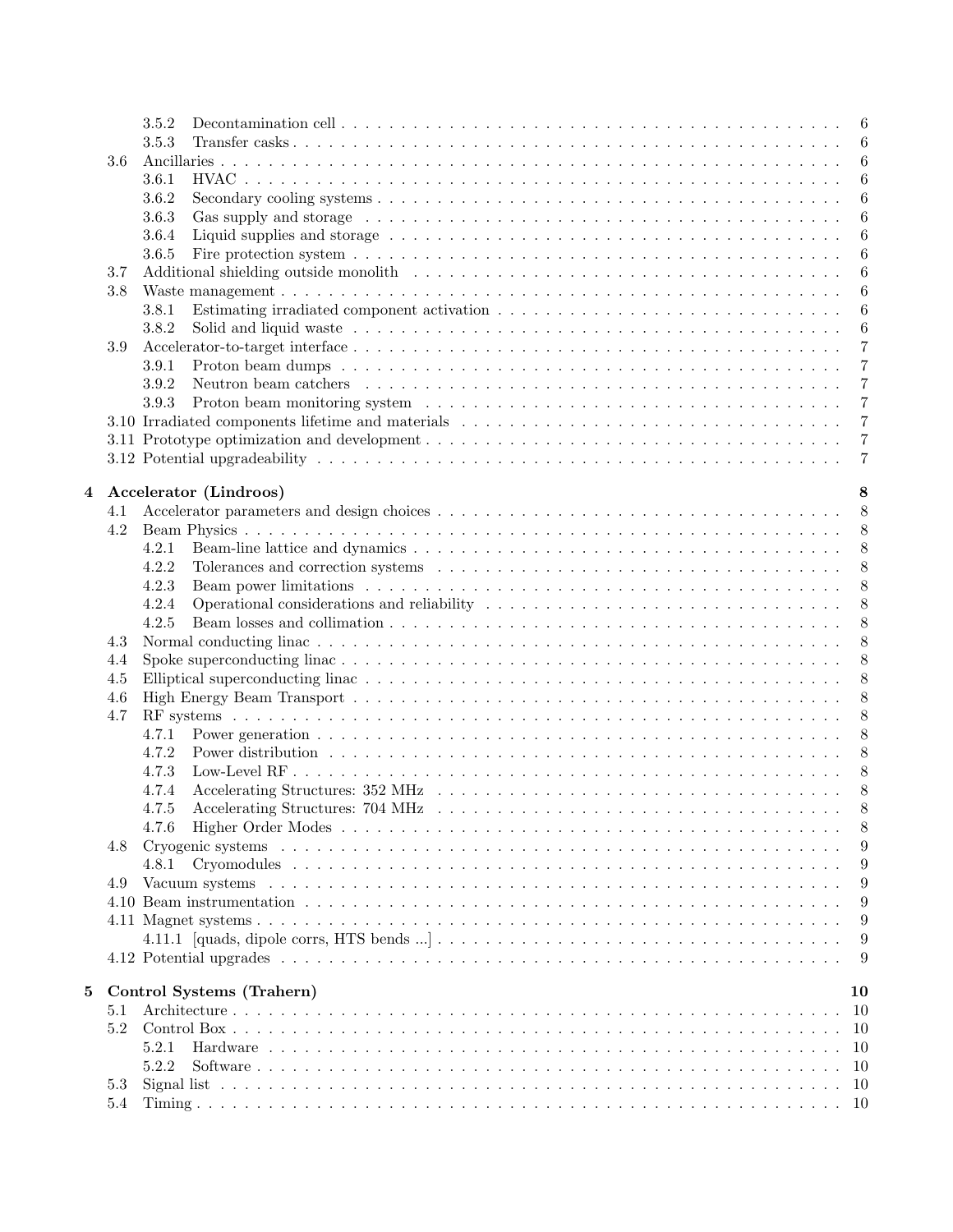- 3.5.2 Decontamination cell . . . . . . . . . . . . . . . . . . . . . . . . . . . . . . . . . . . . . . . . . . 6
- 3.5.3 Transfer casks . . . . . . . . . . . . . . . . . . . . . . . . . . . . . . . . . . . . . . . . . . . . . 6
- 3.6 Ancillaries . . . . . . . . . . . . . . . . . . . . . . . . . . . . . . . . . . . . . . . . . . . . . . . . 6
  - 3.6.1 HVAC . . . . . . . . . . . . . . . . . . . . . . . . . . . . . . . . . . . . . . . . . . . . . . . 6
  - 3.6.2 Secondary cooling systems . . . . . . . . . . . . . . . . . . . . . . . . . . . . . . . . . . . . 6
  - 3.6.3 Gas supply and storage . . . . . . . . . . . . . . . . . . . . . . . . . . . . . . . . . . . . . 6
  - 3.6.4 Liquid supplies and storage . . . . . . . . . . . . . . . . . . . . . . . . . . . . . . . . . . . 6
  - 3.6.5 Fire protection system . . . . . . . . . . . . . . . . . . . . . . . . . . . . . . . . . . . . . 6
- 3.7 Additional shielding outside monolith . . . . . . . . . . . . . . . . . . . . . . . . . . . . . . . 6
- 3.8 Waste management . . . . . . . . . . . . . . . . . . . . . . . . . . . . . . . . . . . . . . . . . . 6
  - 3.8.1 Estimating irradiated component activation . . . . . . . . . . . . . . . . . . . . . . . . . 6
  - 3.8.2 Solid and liquid waste . . . . . . . . . . . . . . . . . . . . . . . . . . . . . . . . . . . . . 6
- 3.9 Accelerator-to-target interface . . . . . . . . . . . . . . . . . . . . . . . . . . . . . . . . . . . 7
  - 3.9.1 Proton beam dumps . . . . . . . . . . . . . . . . . . . . . . . . . . . . . . . . . . . . . . 7
  - 3.9.2 Neutron beam catchers . . . . . . . . . . . . . . . . . . . . . . . . . . . . . . . . . . . . 7
  - 3.9.3 Proton beam monitoring system . . . . . . . . . . . . . . . . . . . . . . . . . . . . . . . 7
- 3.10 Irradiated components lifetime and materials . . . . . . . . . . . . . . . . . . . . . . . . . . 7
- 3.11 Prototype optimization and development . . . . . . . . . . . . . . . . . . . . . . . . . . . . . 7
- 3.12 Potential upgradeability . . . . . . . . . . . . . . . . . . . . . . . . . . . . . . . . . . . . . . . 7

**4 Accelerator (Lindroos) 8**

- 4.1 Accelerator parameters and design choices . . . . . . . . . . . . . . . . . . . . . . . . . . . . 8
- 4.2 Beam Physics . . . . . . . . . . . . . . . . . . . . . . . . . . . . . . . . . . . . . . . . . . . . . 8
  - 4.2.1 Beam-line lattice and dynamics . . . . . . . . . . . . . . . . . . . . . . . . . . . . . . . . 8
  - 4.2.2 Tolerances and correction systems . . . . . . . . . . . . . . . . . . . . . . . . . . . . . . 8
  - 4.2.3 Beam power limitations . . . . . . . . . . . . . . . . . . . . . . . . . . . . . . . . . . . . 8
  - 4.2.4 Operational considerations and reliability . . . . . . . . . . . . . . . . . . . . . . . . . . 8
  - 4.2.5 Beam losses and collimation . . . . . . . . . . . . . . . . . . . . . . . . . . . . . . . . . 8
- 4.3 Normal conducting linac . . . . . . . . . . . . . . . . . . . . . . . . . . . . . . . . . . . . . . 8
- 4.4 Spoke superconducting linac . . . . . . . . . . . . . . . . . . . . . . . . . . . . . . . . . . . . 8
- 4.5 Elliptical superconducting linac . . . . . . . . . . . . . . . . . . . . . . . . . . . . . . . . . . 8
- 4.6 High Energy Beam Transport . . . . . . . . . . . . . . . . . . . . . . . . . . . . . . . . . . . . 8
- 4.7 RF systems . . . . . . . . . . . . . . . . . . . . . . . . . . . . . . . . . . . . . . . . . . . . . . 8
  - 4.7.1 Power generation . . . . . . . . . . . . . . . . . . . . . . . . . . . . . . . . . . . . . . . 8
  - 4.7.2 Power distribution . . . . . . . . . . . . . . . . . . . . . . . . . . . . . . . . . . . . . . 8
  - 4.7.3 Low-Level RF . . . . . . . . . . . . . . . . . . . . . . . . . . . . . . . . . . . . . . . . . 8
  - 4.7.4 Accelerating Structures: 352 MHz . . . . . . . . . . . . . . . . . . . . . . . . . . . . . . 8
  - 4.7.5 Accelerating Structures: 704 MHz . . . . . . . . . . . . . . . . . . . . . . . . . . . . . . 8
  - 4.7.6 Higher Order Modes . . . . . . . . . . . . . . . . . . . . . . . . . . . . . . . . . . . . . 8
- 4.8 Cryogenic systems . . . . . . . . . . . . . . . . . . . . . . . . . . . . . . . . . . . . . . . . . 9
  - 4.8.1 Cryomodules . . . . . . . . . . . . . . . . . . . . . . . . . . . . . . . . . . . . . . . . . 9
- 4.9 Vacuum systems . . . . . . . . . . . . . . . . . . . . . . . . . . . . . . . . . . . . . . . . . . 9
- 4.10 Beam instrumentation . . . . . . . . . . . . . . . . . . . . . . . . . . . . . . . . . . . . . . . 9
- 4.11 Magnet systems . . . . . . . . . . . . . . . . . . . . . . . . . . . . . . . . . . . . . . . . . . 9
  - 4.11.1 [quads, dipole corrs, HTS bends ...] . . . . . . . . . . . . . . . . . . . . . . . . . . . . 9
- 4.12 Potential upgrades . . . . . . . . . . . . . . . . . . . . . . . . . . . . . . . . . . . . . . . . . 9

**5 Control Systems (Trahern) 10**

- 5.1 Architecture . . . . . . . . . . . . . . . . . . . . . . . . . . . . . . . . . . . . . . . . . . . . . 10
- 5.2 Control Box . . . . . . . . . . . . . . . . . . . . . . . . . . . . . . . . . . . . . . . . . . . . . 10
  - 5.2.1 Hardware . . . . . . . . . . . . . . . . . . . . . . . . . . . . . . . . . . . . . . . . . . . 10
  - 5.2.2 Software . . . . . . . . . . . . . . . . . . . . . . . . . . . . . . . . . . . . . . . . . . . 10
- 5.3 Signal list . . . . . . . . . . . . . . . . . . . . . . . . . . . . . . . . . . . . . . . . . . . . . . 10
- 5.4 Timing . . . . . . . . . . . . . . . . . . . . . . . . . . . . . . . . . . . . . . . . . . . . . . . 10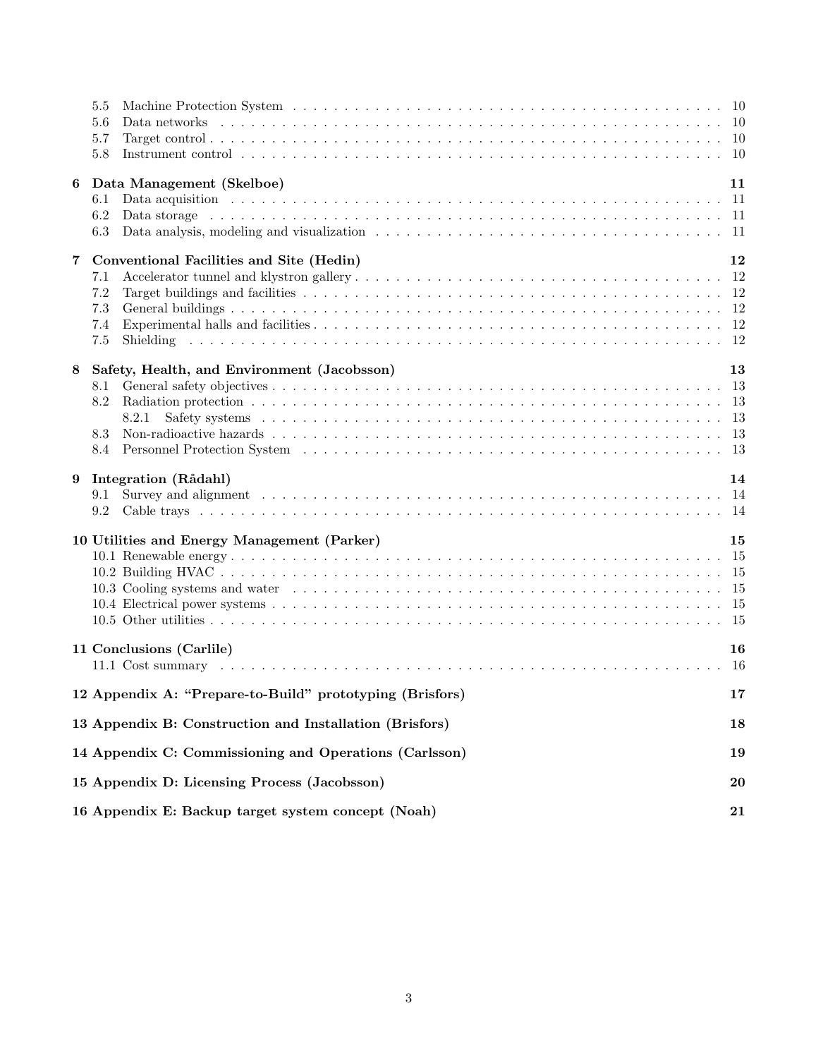5.5 Machine Protection System . . . . . . . . . . 10
5.6 Data networks . . . . . . . . . . 10
5.7 Target control . . . . . . . . . . 10
5.8 Instrument control . . . . . . . . . . 10

**6 Data Management (Skelboe) 11**
6.1 Data acquisition . . . . . . . . . . 11
6.2 Data storage . . . . . . . . . . 11
6.3 Data analysis, modeling and visualization . . . . . . . . . . 11

**7 Conventional Facilities and Site (Hedin) 12**
7.1 Accelerator tunnel and klystron gallery . . . . . . . . . . 12
7.2 Target buildings and facilities . . . . . . . . . . 12
7.3 General buildings . . . . . . . . . . 12
7.4 Experimental halls and facilities . . . . . . . . . . 12
7.5 Shielding . . . . . . . . . . 12

**8 Safety, Health, and Environment (Jacobsson) 13**
8.1 General safety objectives . . . . . . . . . . 13
8.2 Radiation protection . . . . . . . . . . 13
8.2.1 Safety systems . . . . . . . . . . 13
8.3 Non-radioactive hazards . . . . . . . . . . 13
8.4 Personnel Protection System . . . . . . . . . . 13

**9 Integration (Rådahl) 14**
9.1 Survey and alignment . . . . . . . . . . 14
9.2 Cable trays . . . . . . . . . . 14

**10 Utilities and Energy Management (Parker) 15**
10.1 Renewable energy . . . . . . . . . . 15
10.2 Building HVAC . . . . . . . . . . 15
10.3 Cooling systems and water . . . . . . . . . . 15
10.4 Electrical power systems . . . . . . . . . . 15
10.5 Other utilities . . . . . . . . . . 15

**11 Conclusions (Carlile) 16**
11.1 Cost summary . . . . . . . . . . 16

**12 Appendix A: "Prepare-to-Build" prototyping (Brisfors) 17**

**13 Appendix B: Construction and Installation (Brisfors) 18**

**14 Appendix C: Commissioning and Operations (Carlsson) 19**

**15 Appendix D: Licensing Process (Jacobsson) 20**

**16 Appendix E: Backup target system concept (Noah) 21**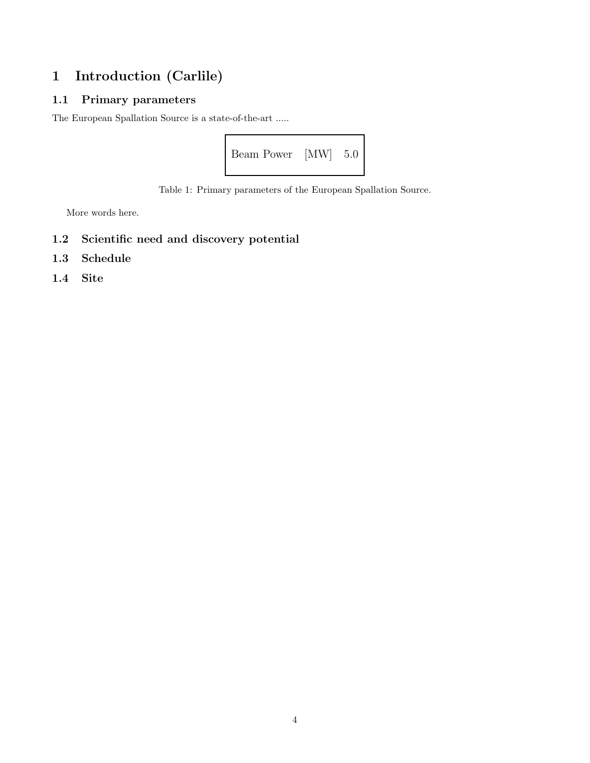# 1 Introduction (Carlile)

## 1.1 Primary parameters

The European Spallation Source is a state-of-the-art .....

| | | |
|---|---|---|
| Beam Power | [MW] | 5.0 |

Table 1: Primary parameters of the European Spallation Source.

More words here.

## 1.2 Scientific need and discovery potential

## 1.3 Schedule

## 1.4 Site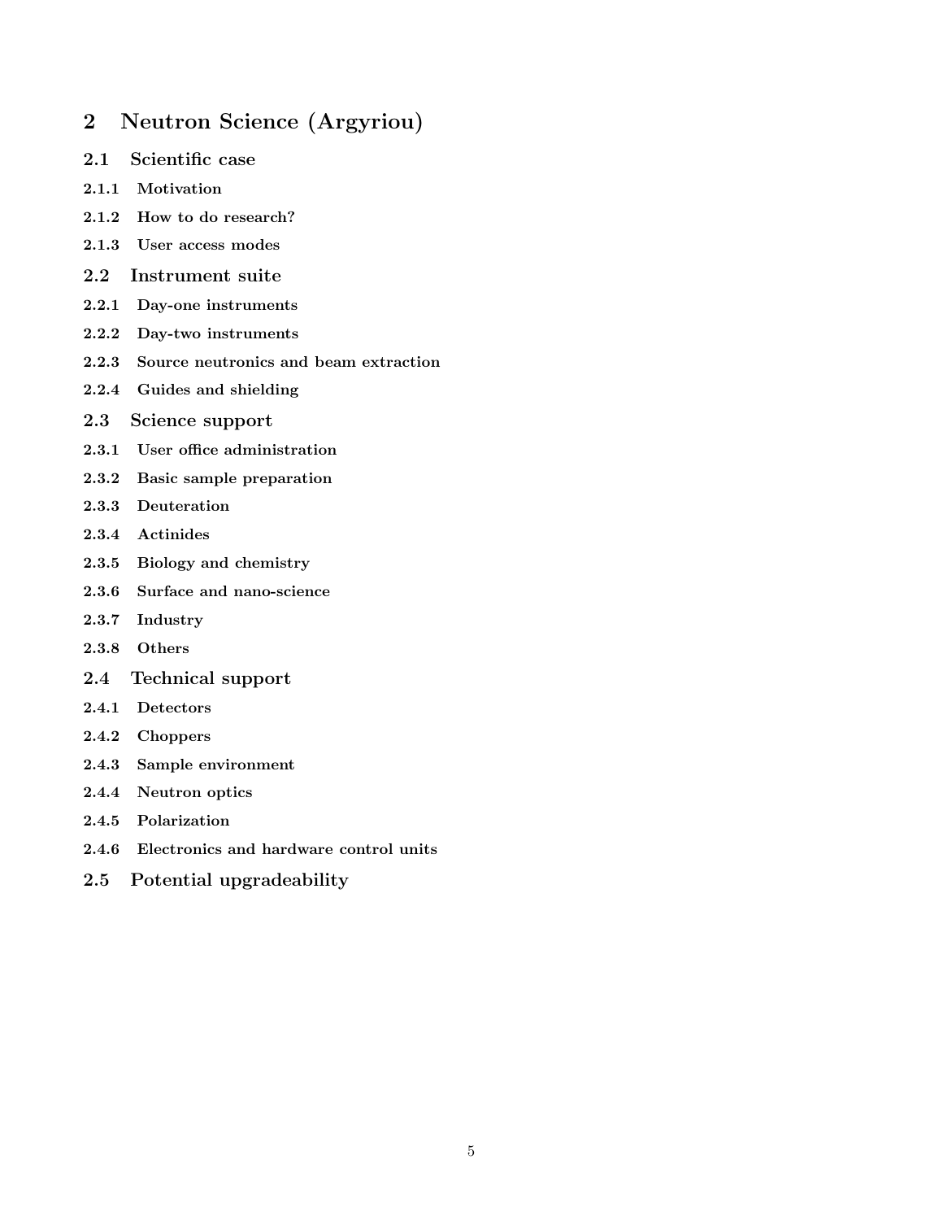# 2 Neutron Science (Argyriou)

## 2.1 Scientific case

### 2.1.1 Motivation

### 2.1.2 How to do research?

### 2.1.3 User access modes

## 2.2 Instrument suite

### 2.2.1 Day-one instruments

### 2.2.2 Day-two instruments

### 2.2.3 Source neutronics and beam extraction

### 2.2.4 Guides and shielding

## 2.3 Science support

### 2.3.1 User office administration

### 2.3.2 Basic sample preparation

### 2.3.3 Deuteration

### 2.3.4 Actinides

### 2.3.5 Biology and chemistry

### 2.3.6 Surface and nano-science

### 2.3.7 Industry

### 2.3.8 Others

## 2.4 Technical support

### 2.4.1 Detectors

### 2.4.2 Choppers

### 2.4.3 Sample environment

### 2.4.4 Neutron optics

### 2.4.5 Polarization

### 2.4.6 Electronics and hardware control units

## 2.5 Potential upgradeability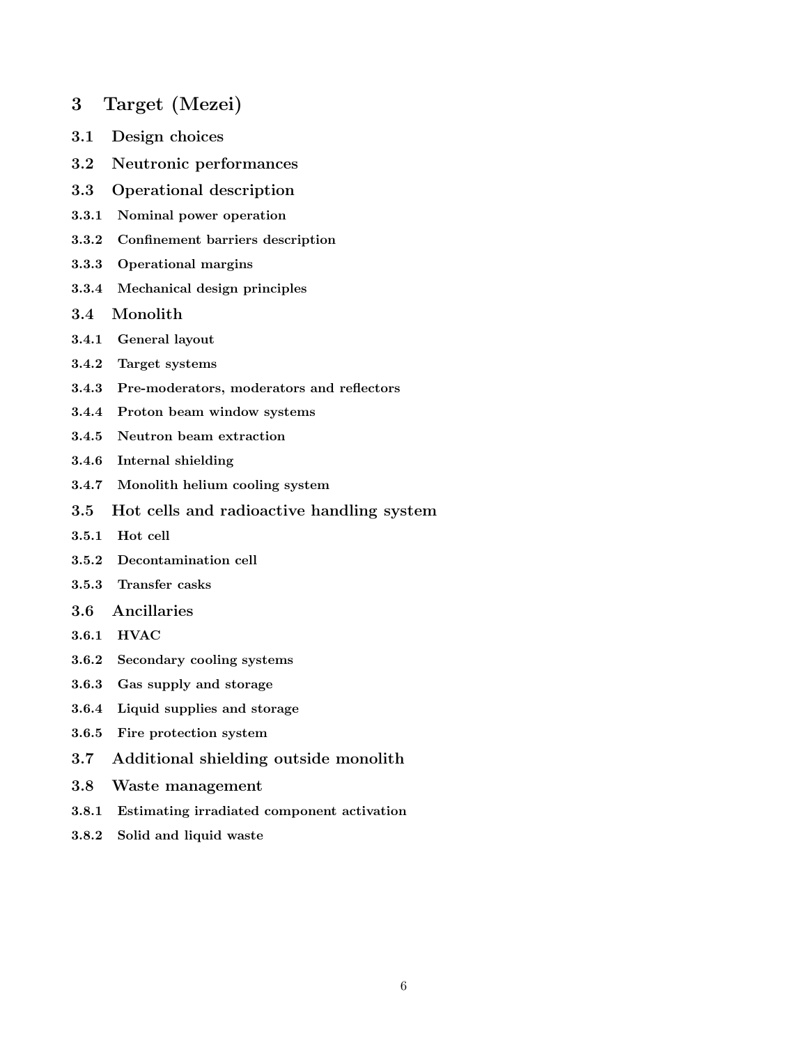# 3 Target (Mezei)

## 3.1 Design choices

## 3.2 Neutronic performances

## 3.3 Operational description

### 3.3.1 Nominal power operation

### 3.3.2 Confinement barriers description

### 3.3.3 Operational margins

### 3.3.4 Mechanical design principles

## 3.4 Monolith

### 3.4.1 General layout

### 3.4.2 Target systems

### 3.4.3 Pre-moderators, moderators and reflectors

### 3.4.4 Proton beam window systems

### 3.4.5 Neutron beam extraction

### 3.4.6 Internal shielding

### 3.4.7 Monolith helium cooling system

## 3.5 Hot cells and radioactive handling system

### 3.5.1 Hot cell

### 3.5.2 Decontamination cell

### 3.5.3 Transfer casks

## 3.6 Ancillaries

### 3.6.1 HVAC

### 3.6.2 Secondary cooling systems

### 3.6.3 Gas supply and storage

### 3.6.4 Liquid supplies and storage

### 3.6.5 Fire protection system

## 3.7 Additional shielding outside monolith

## 3.8 Waste management

### 3.8.1 Estimating irradiated component activation

### 3.8.2 Solid and liquid waste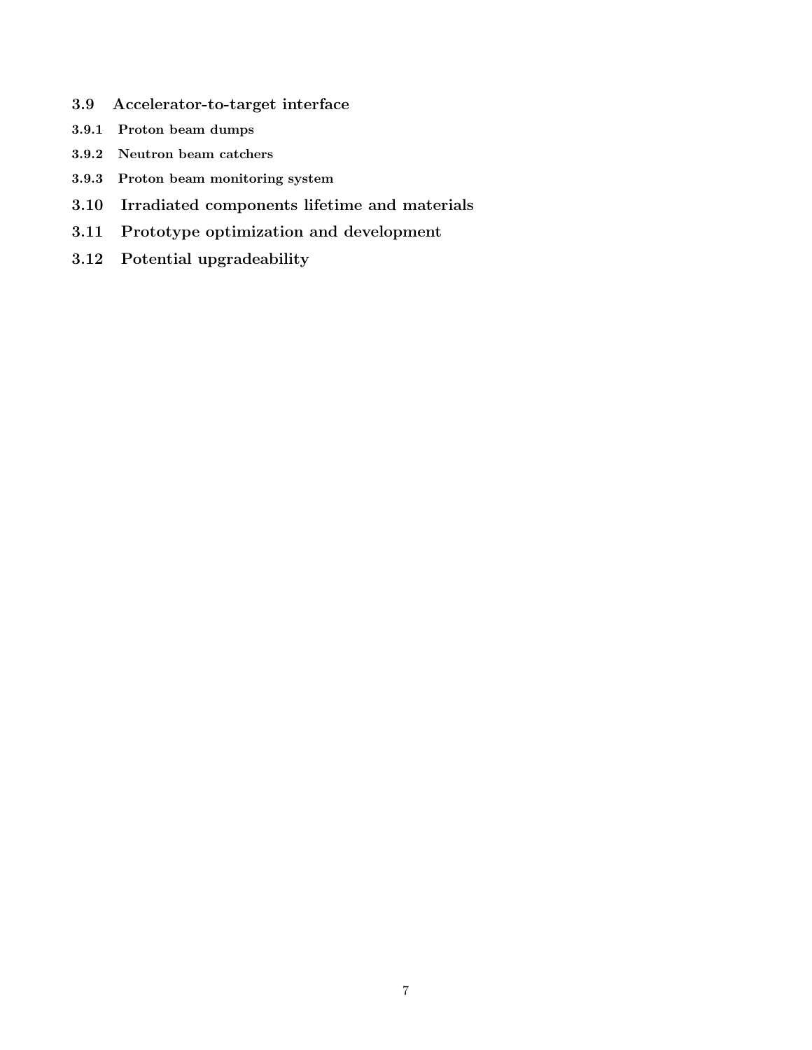## 3.9 Accelerator-to-target interface

### 3.9.1 Proton beam dumps

### 3.9.2 Neutron beam catchers

### 3.9.3 Proton beam monitoring system

## 3.10 Irradiated components lifetime and materials

## 3.11 Prototype optimization and development

## 3.12 Potential upgradeability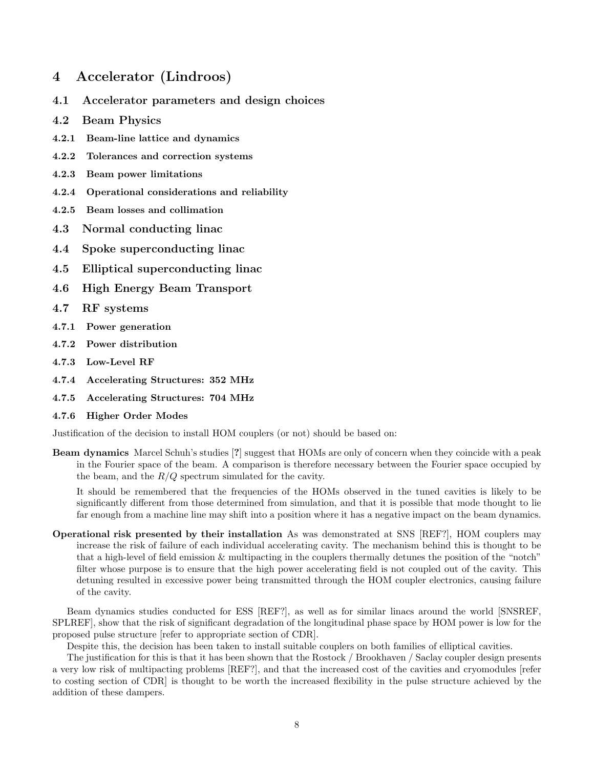# 4 Accelerator (Lindroos)

## 4.1 Accelerator parameters and design choices

## 4.2 Beam Physics

### 4.2.1 Beam-line lattice and dynamics

### 4.2.2 Tolerances and correction systems

### 4.2.3 Beam power limitations

### 4.2.4 Operational considerations and reliability

### 4.2.5 Beam losses and collimation

## 4.3 Normal conducting linac

## 4.4 Spoke superconducting linac

## 4.5 Elliptical superconducting linac

## 4.6 High Energy Beam Transport

## 4.7 RF systems

### 4.7.1 Power generation

### 4.7.2 Power distribution

### 4.7.3 Low-Level RF

### 4.7.4 Accelerating Structures: 352 MHz

### 4.7.5 Accelerating Structures: 704 MHz

### 4.7.6 Higher Order Modes

Justification of the decision to install HOM couplers (or not) should be based on:

**Beam dynamics** Marcel Schuh's studies [**?**] suggest that HOMs are only of concern when they coincide with a peak in the Fourier space of the beam. A comparison is therefore necessary between the Fourier space occupied by the beam, and the $R/Q$ spectrum simulated for the cavity.

It should be remembered that the frequencies of the HOMs observed in the tuned cavities is likely to be significantly different from those determined from simulation, and that it is possible that mode thought to lie far enough from a machine line may shift into a position where it has a negative impact on the beam dynamics.

**Operational risk presented by their installation** As was demonstrated at SNS [REF?], HOM couplers may increase the risk of failure of each individual accelerating cavity. The mechanism behind this is thought to be that a high-level of field emission & multipacting in the couplers thermally detunes the position of the "notch" filter whose purpose is to ensure that the high power accelerating field is not coupled out of the cavity. This detuning resulted in excessive power being transmitted through the HOM coupler electronics, causing failure of the cavity.

Beam dynamics studies conducted for ESS [REF?], as well as for similar linacs around the world [SNSREF, SPLREF], show that the risk of significant degradation of the longitudinal phase space by HOM power is low for the proposed pulse structure [refer to appropriate section of CDR].

Despite this, the decision has been taken to install suitable couplers on both families of elliptical cavities.

The justification for this is that it has been shown that the Rostock / Brookhaven / Saclay coupler design presents a very low risk of multipacting problems [REF?], and that the increased cost of the cavities and cryomodules [refer to costing section of CDR] is thought to be worth the increased flexibility in the pulse structure achieved by the addition of these dampers.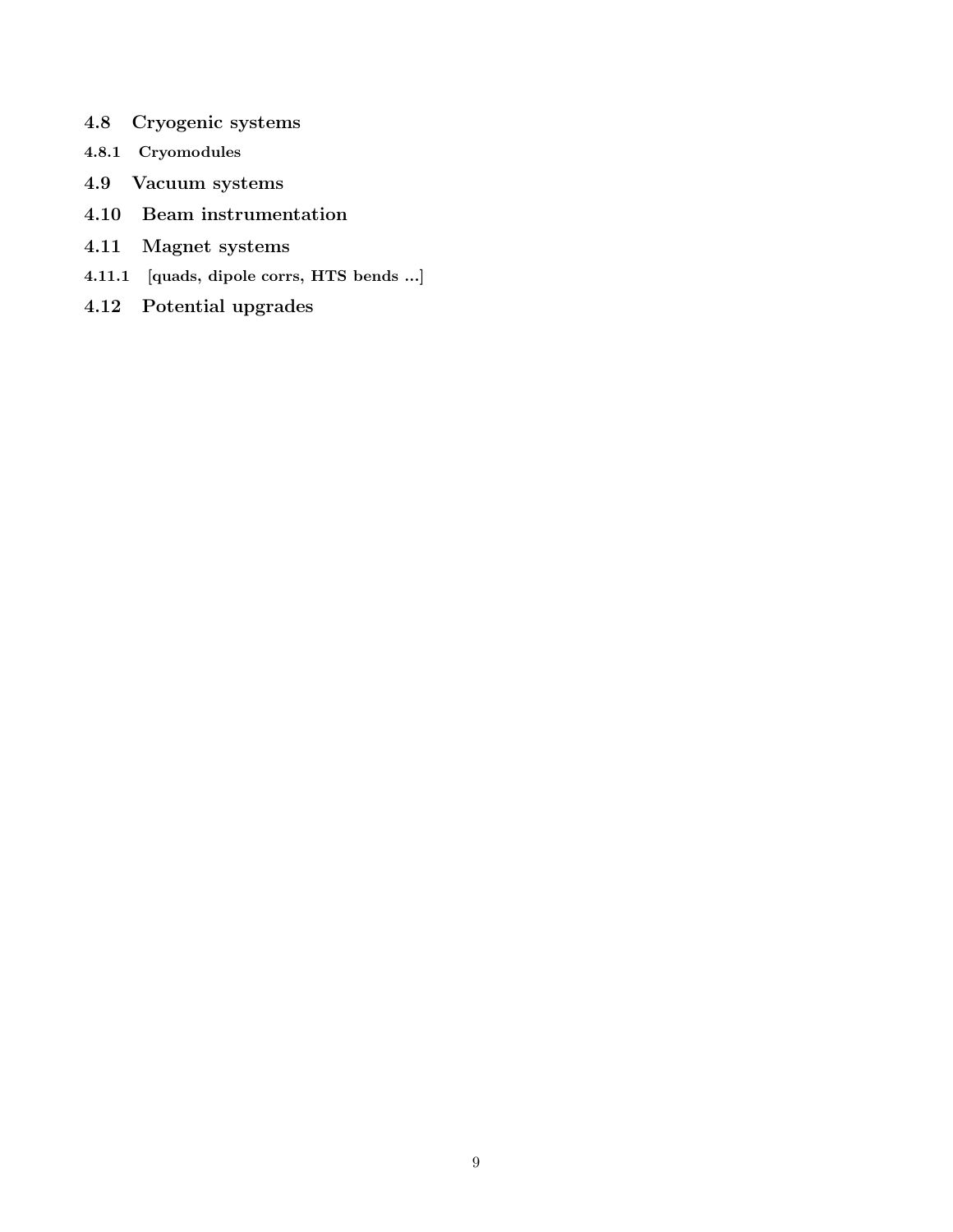## 4.8 Cryogenic systems

### 4.8.1 Cryomodules

## 4.9 Vacuum systems

## 4.10 Beam instrumentation

## 4.11 Magnet systems

### 4.11.1 [quads, dipole corrs, HTS bends ...]

## 4.12 Potential upgrades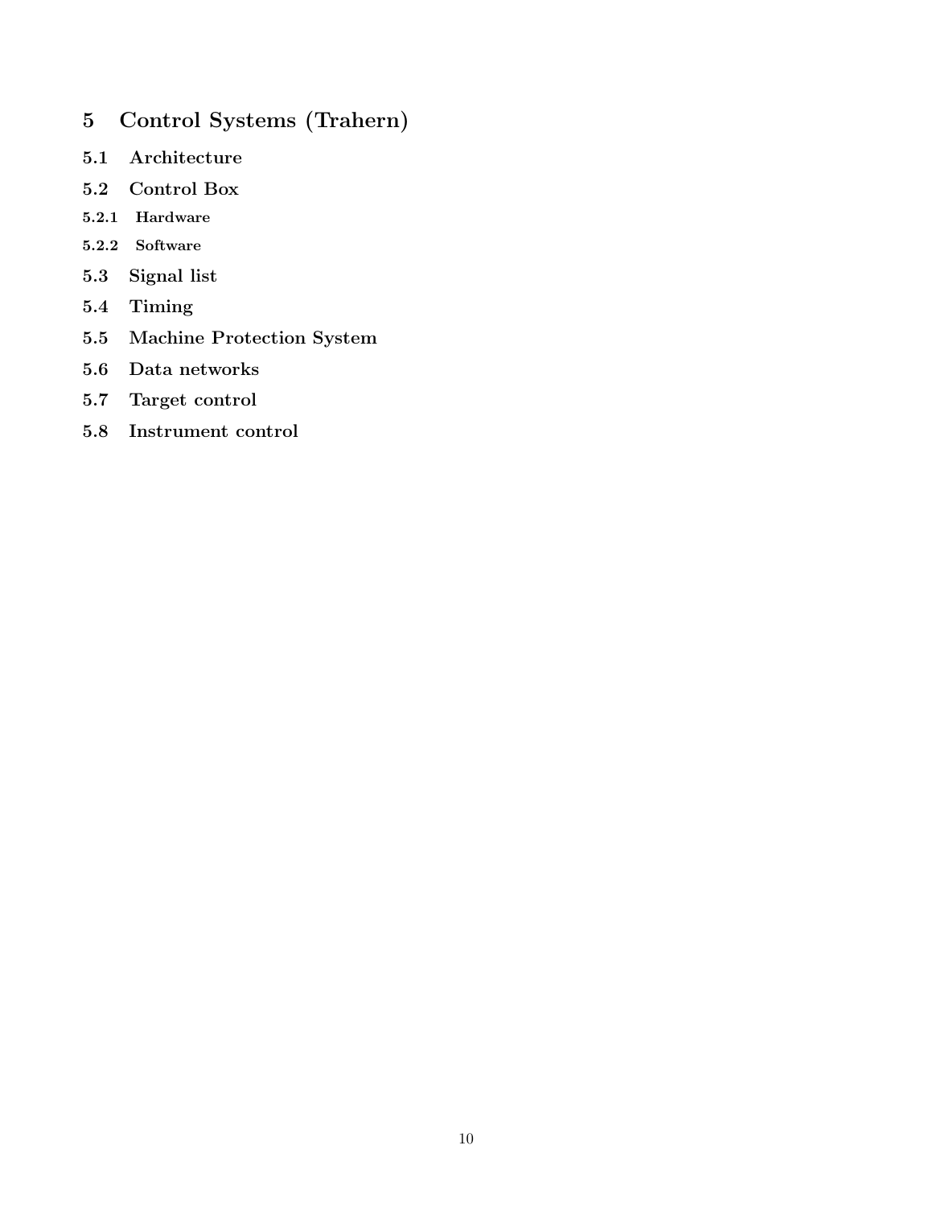# 5 Control Systems (Trahern)

## 5.1 Architecture

## 5.2 Control Box

### 5.2.1 Hardware

### 5.2.2 Software

## 5.3 Signal list

## 5.4 Timing

## 5.5 Machine Protection System

## 5.6 Data networks

## 5.7 Target control

## 5.8 Instrument control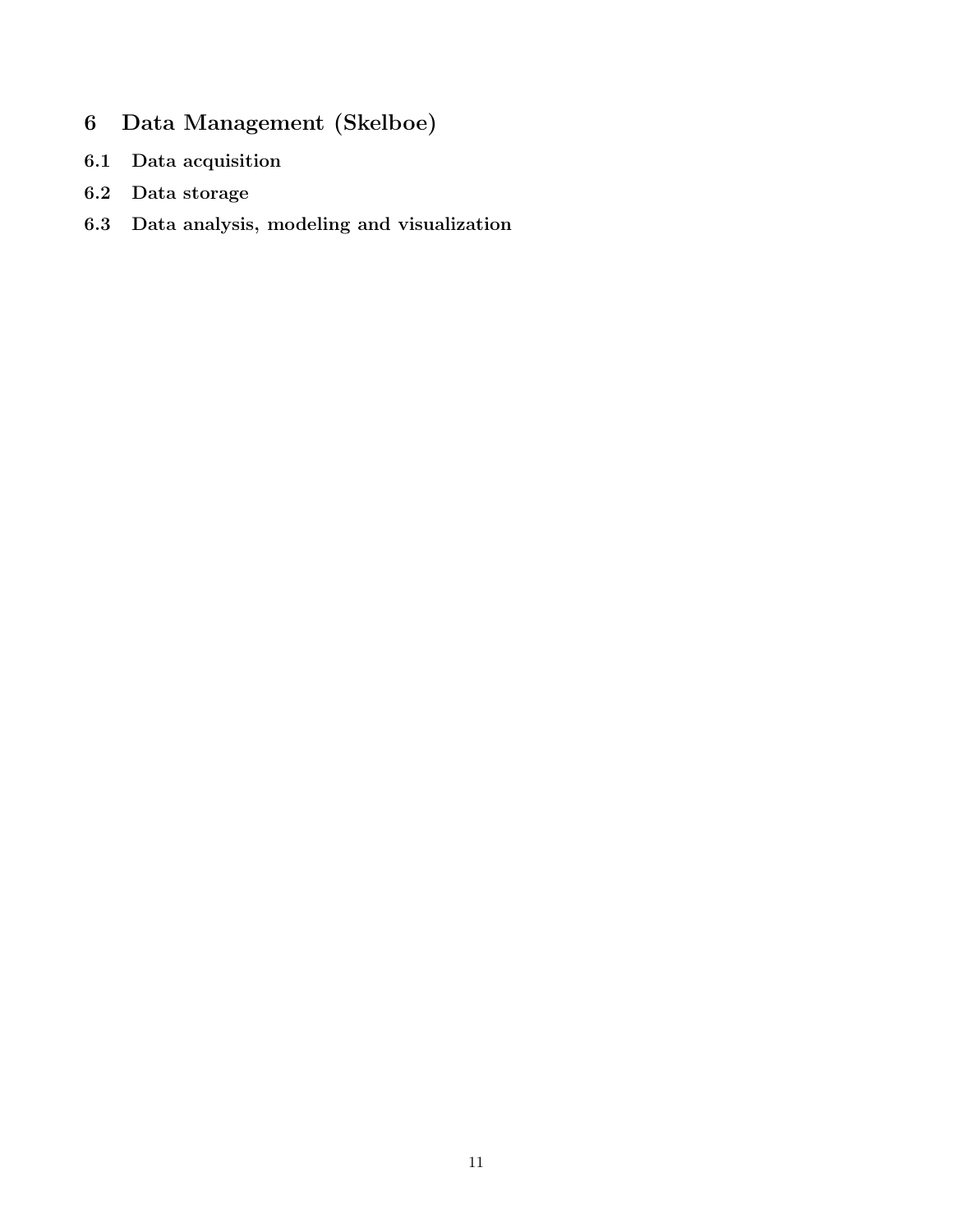# 6 Data Management (Skelboe)

## 6.1 Data acquisition

## 6.2 Data storage

## 6.3 Data analysis, modeling and visualization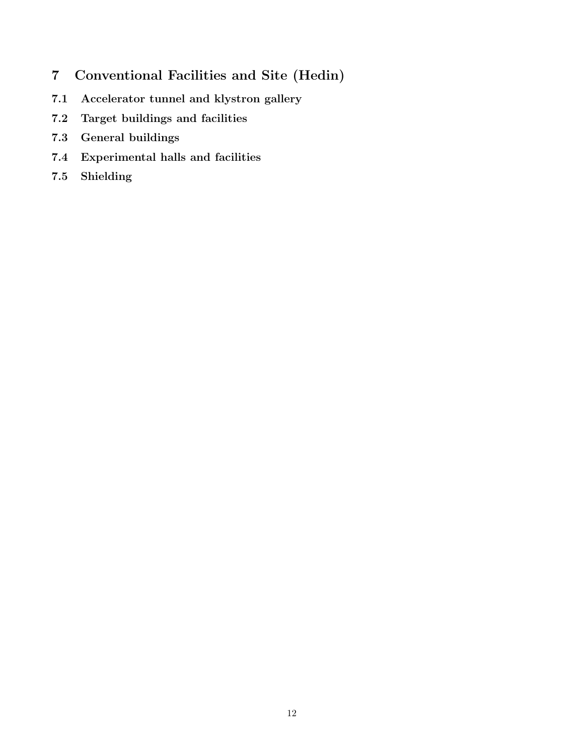# 7 Conventional Facilities and Site (Hedin)

## 7.1 Accelerator tunnel and klystron gallery

## 7.2 Target buildings and facilities

## 7.3 General buildings

## 7.4 Experimental halls and facilities

## 7.5 Shielding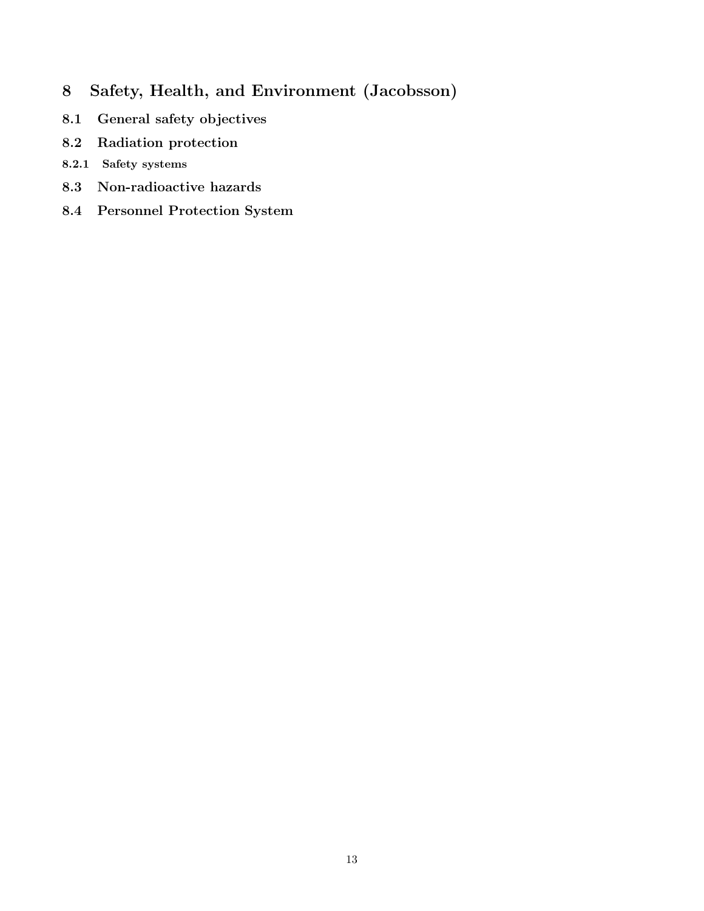# 8 Safety, Health, and Environment (Jacobsson)

## 8.1 General safety objectives

## 8.2 Radiation protection

### 8.2.1 Safety systems

## 8.3 Non-radioactive hazards

## 8.4 Personnel Protection System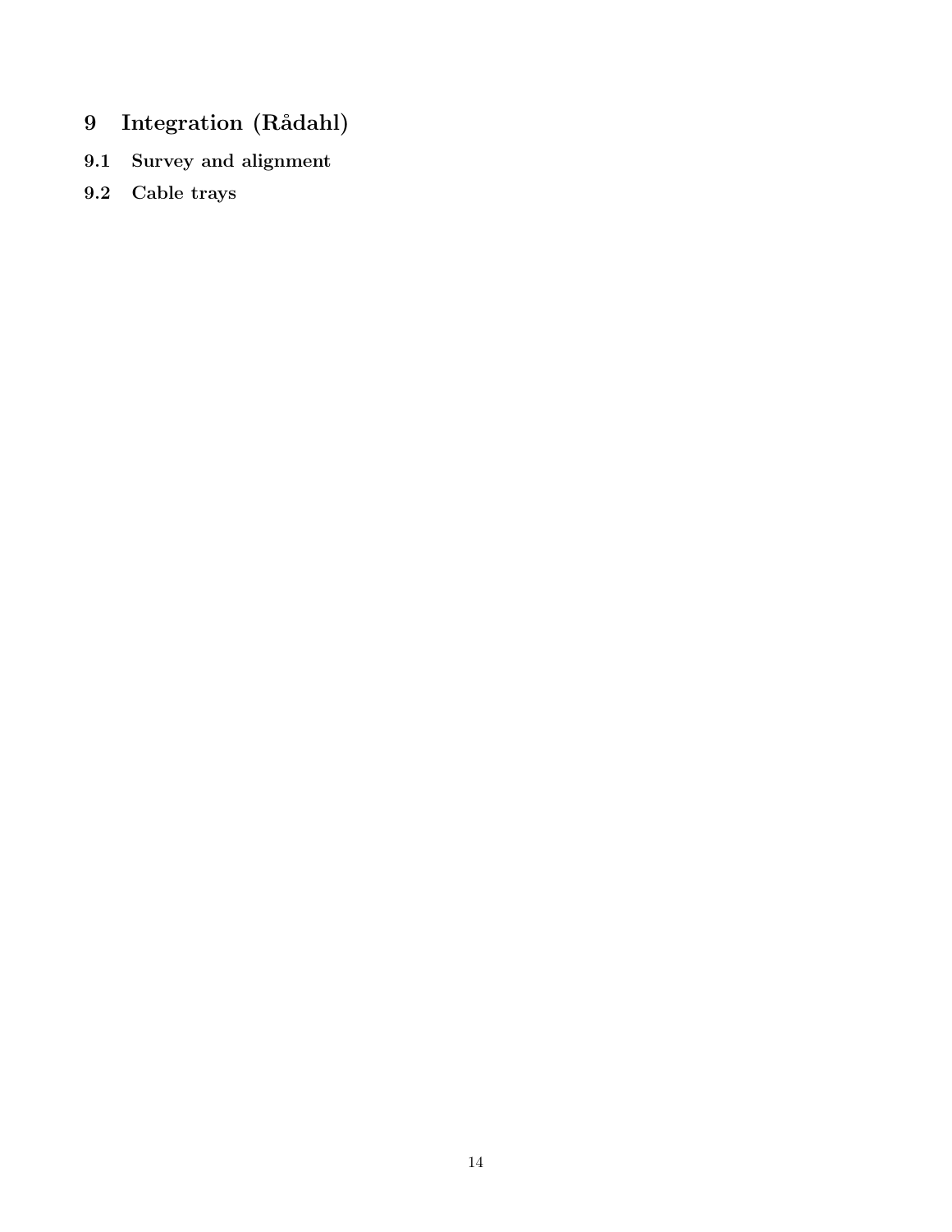# 9 Integration (Rådahl)

## 9.1 Survey and alignment

## 9.2 Cable trays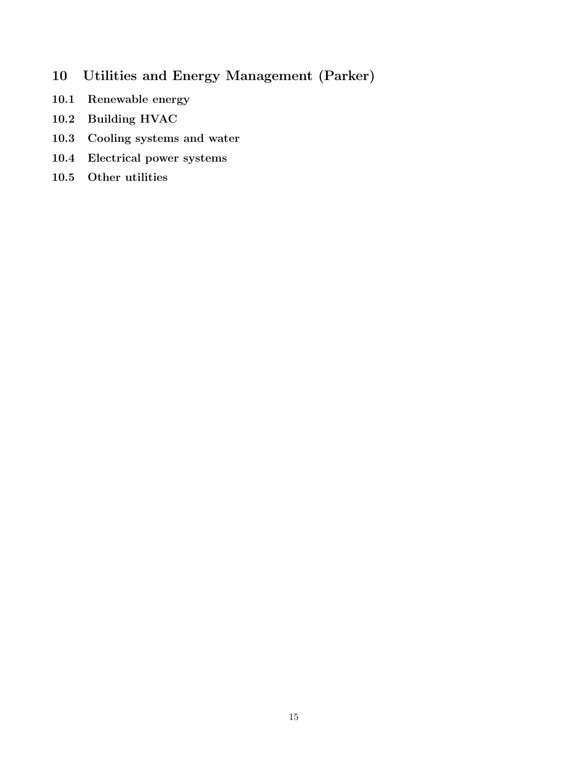# 10 Utilities and Energy Management (Parker)

## 10.1 Renewable energy

## 10.2 Building HVAC

## 10.3 Cooling systems and water

## 10.4 Electrical power systems

## 10.5 Other utilities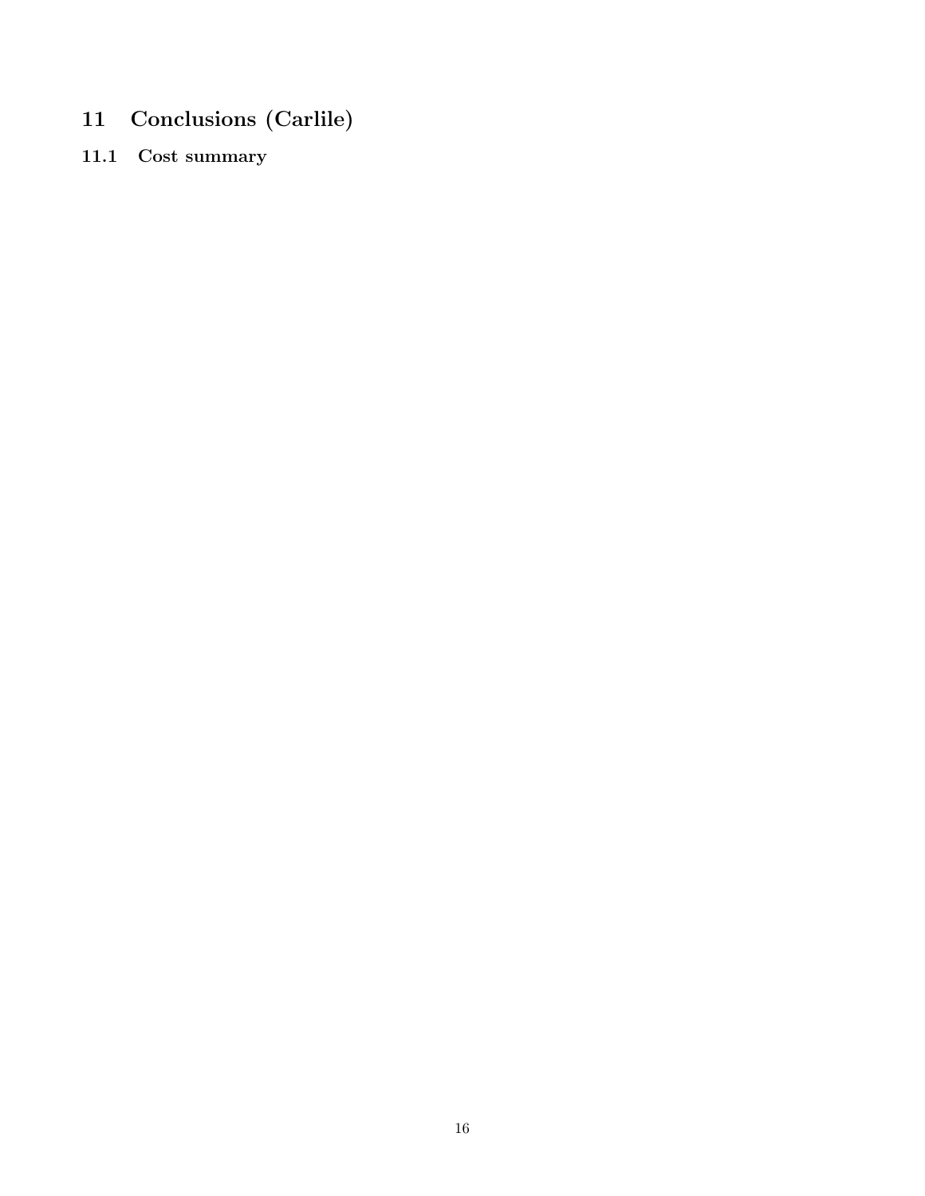# 11 Conclusions (Carlile)

## 11.1 Cost summary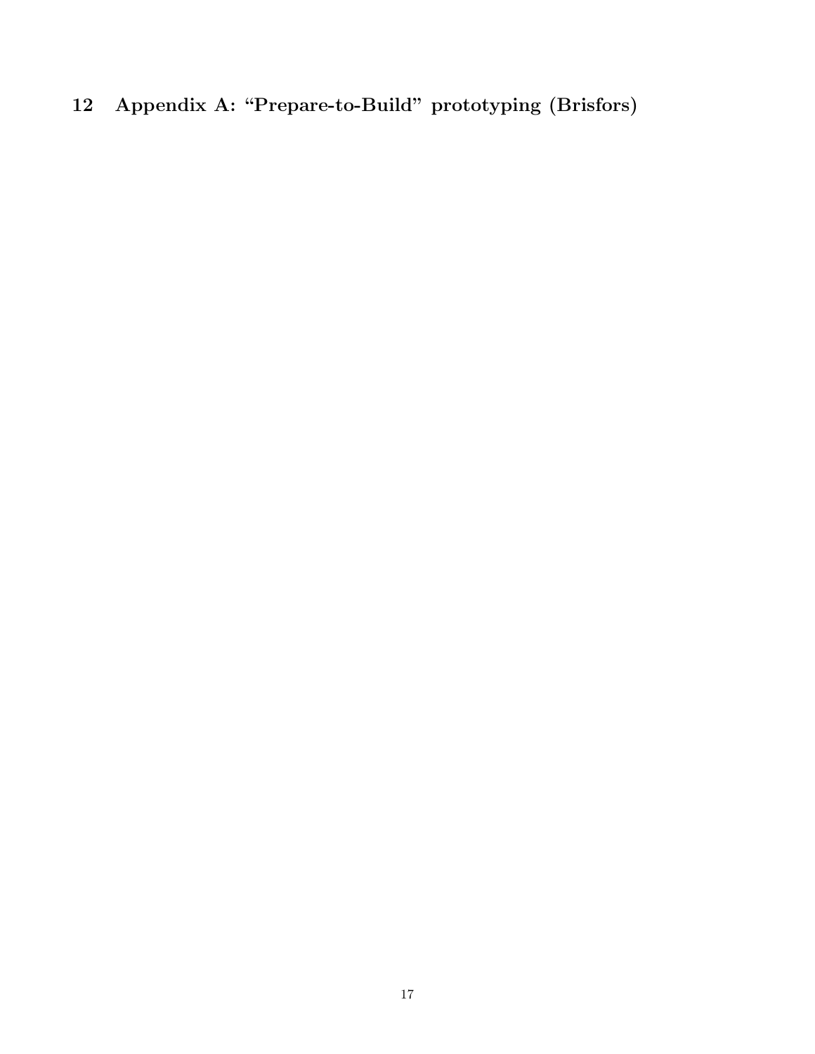## 12 Appendix A: "Prepare-to-Build" prototyping (Brisfors)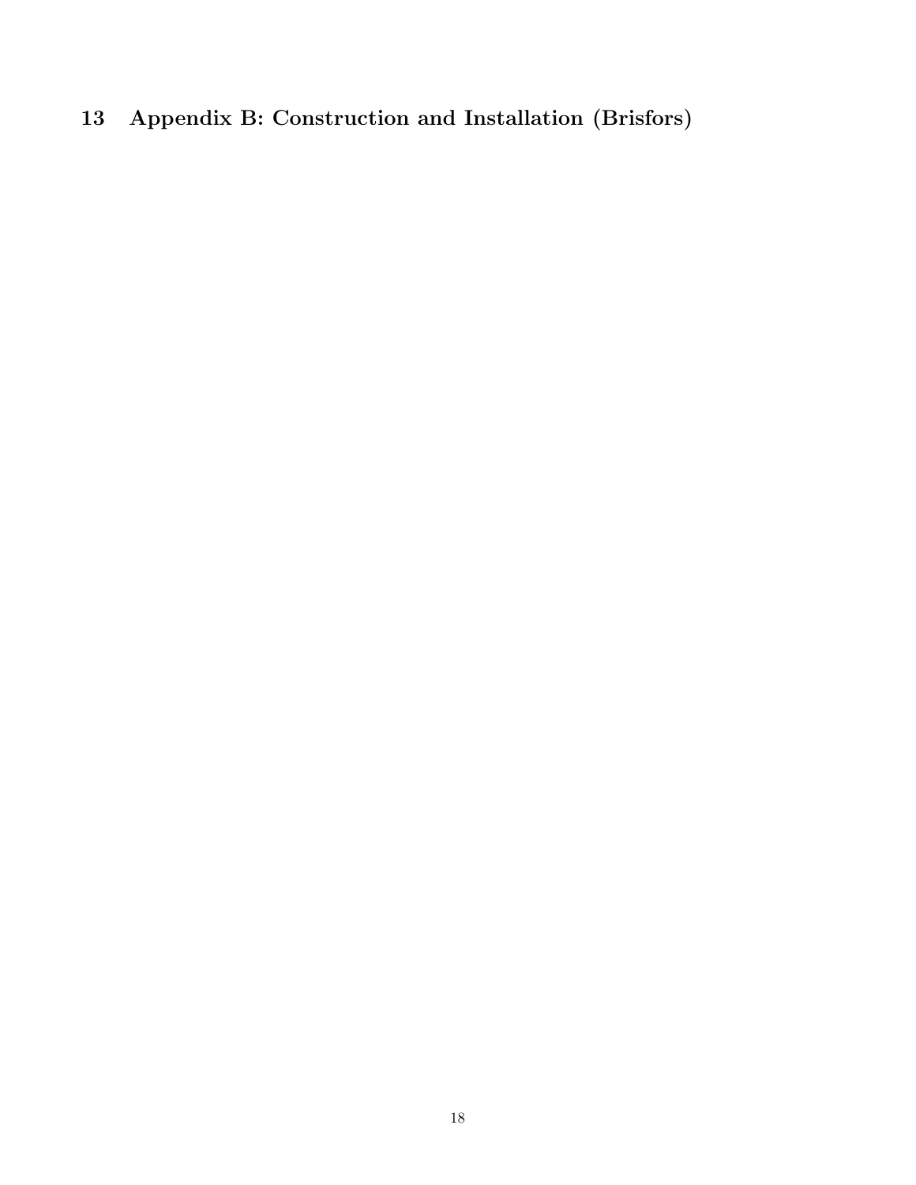# 13 Appendix B: Construction and Installation (Brisfors)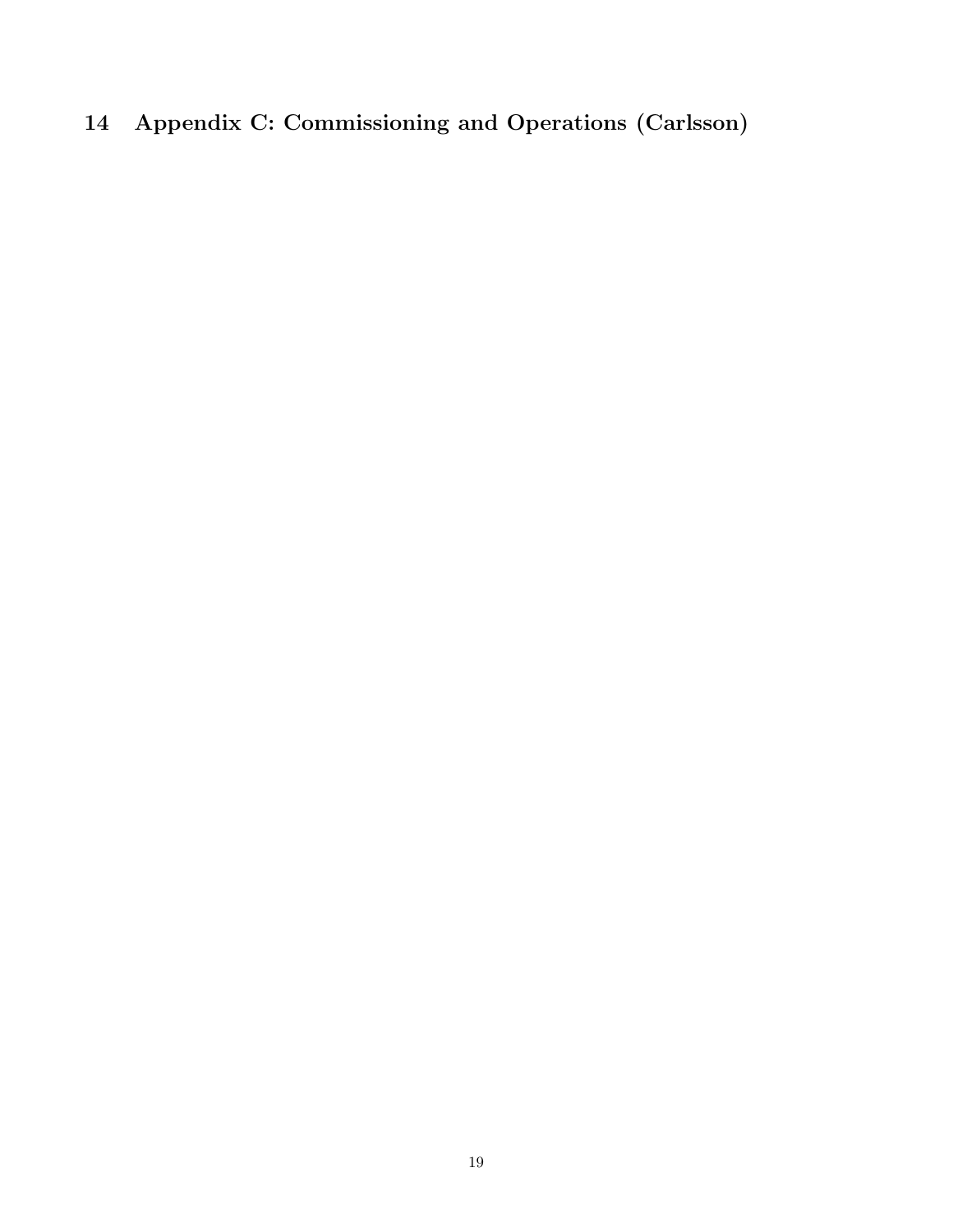# 14 Appendix C: Commissioning and Operations (Carlsson)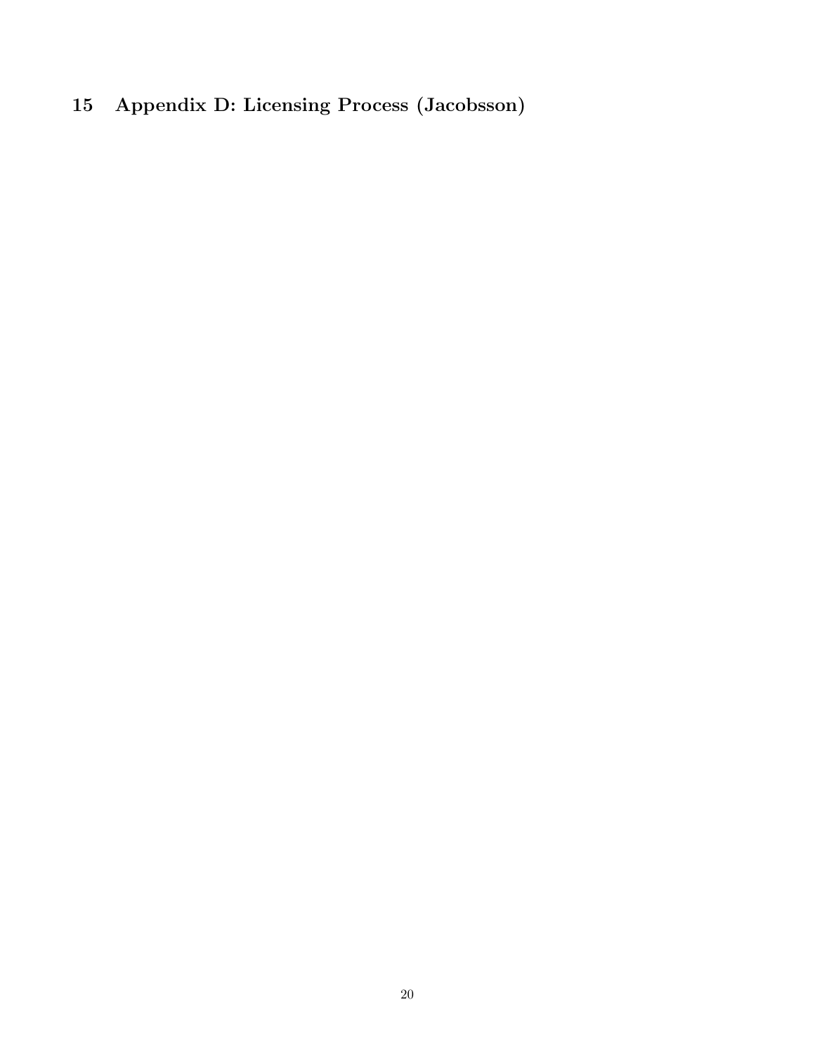# 15 Appendix D: Licensing Process (Jacobsson)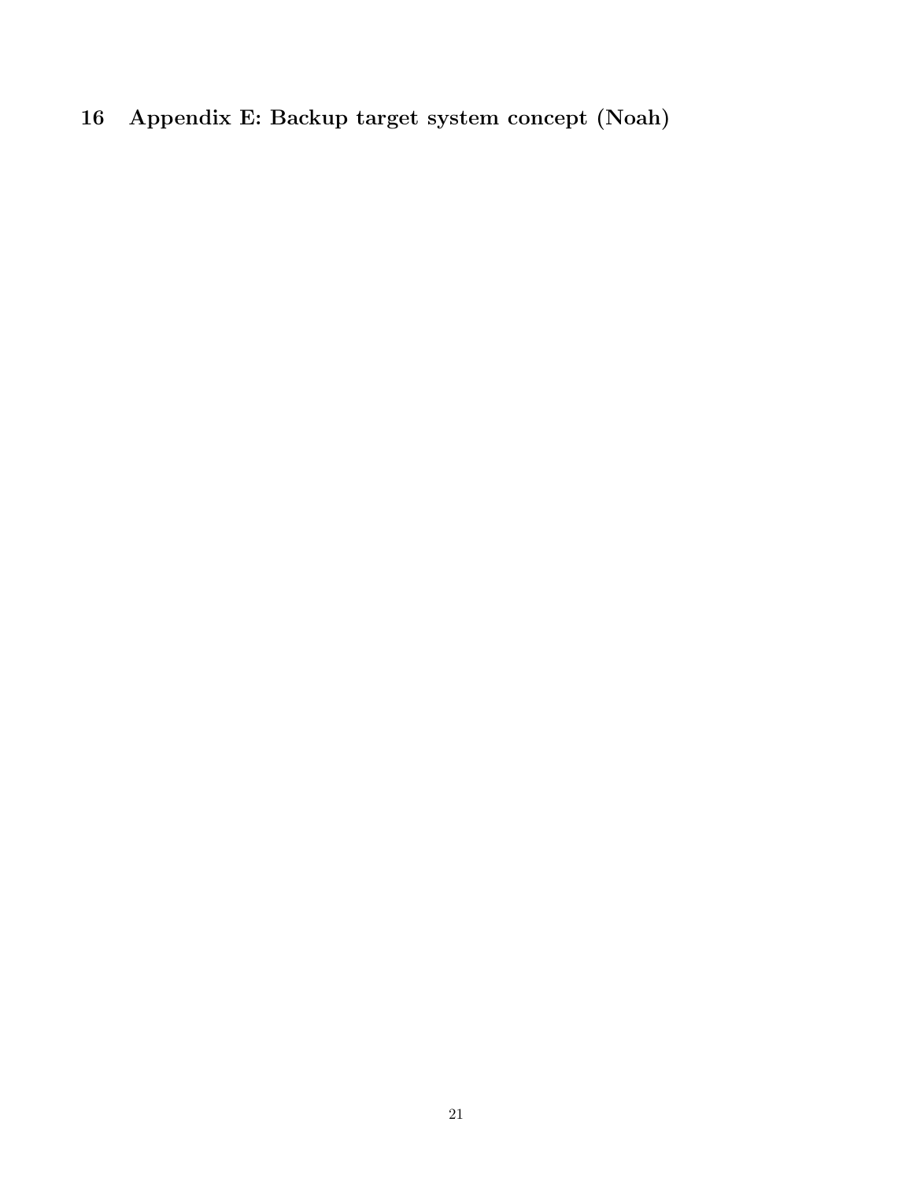# 16 Appendix E: Backup target system concept (Noah)